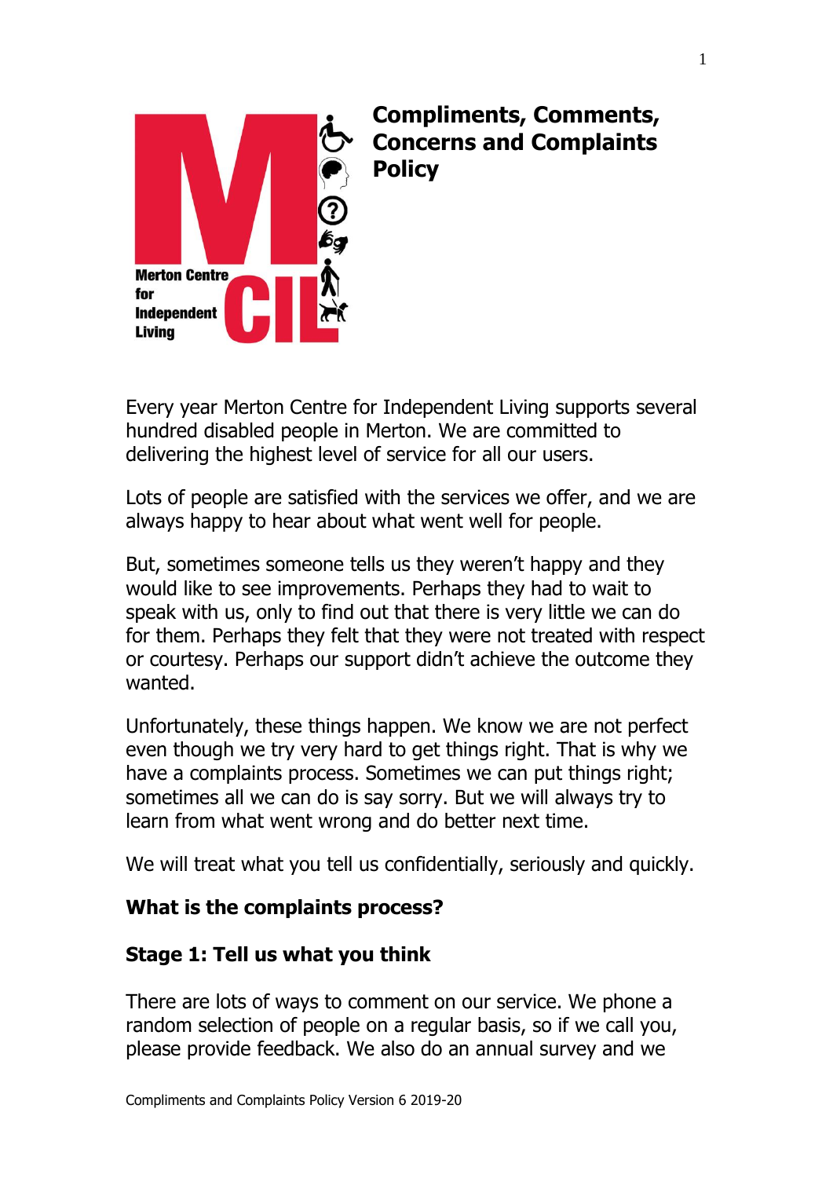# Compliments, Comments, Concerns and Complaints Policy

Every year Merton Centre for Independent Living supports several hundred disabled people in Merton. We are committed to delivering the highest level of service for all our users.

Lots of people are satisfied with the services we offer, and we are always happy to hear about what went well for people.

But, sometimes someone tells us they weren't happy and they would like to see improvements. Perhaps they had to wait to speak with us, only to find out that there is very little we can do for them. Perhaps they felt that they were not treated with respect or courtesy. Perhaps our support didn't achieve the outcome they wanted.

Unfortunately, these things happen. We know we are not perfect even though we try very hard to get things right. That is why we have a complaints process. Sometimes we can put things right; sometimes all we can do is say sorry. But we will always try to learn from what went wrong and do better next time.

We will treat what you tell us confidentially, seriously and quickly.

## What is the complaints process?

### Stage 1: Tell us what you think

There are lots of ways to comment on our service. We phone a random selection of people on a regular basis, so if we call you, please provide feedback. We also do an annual survey and we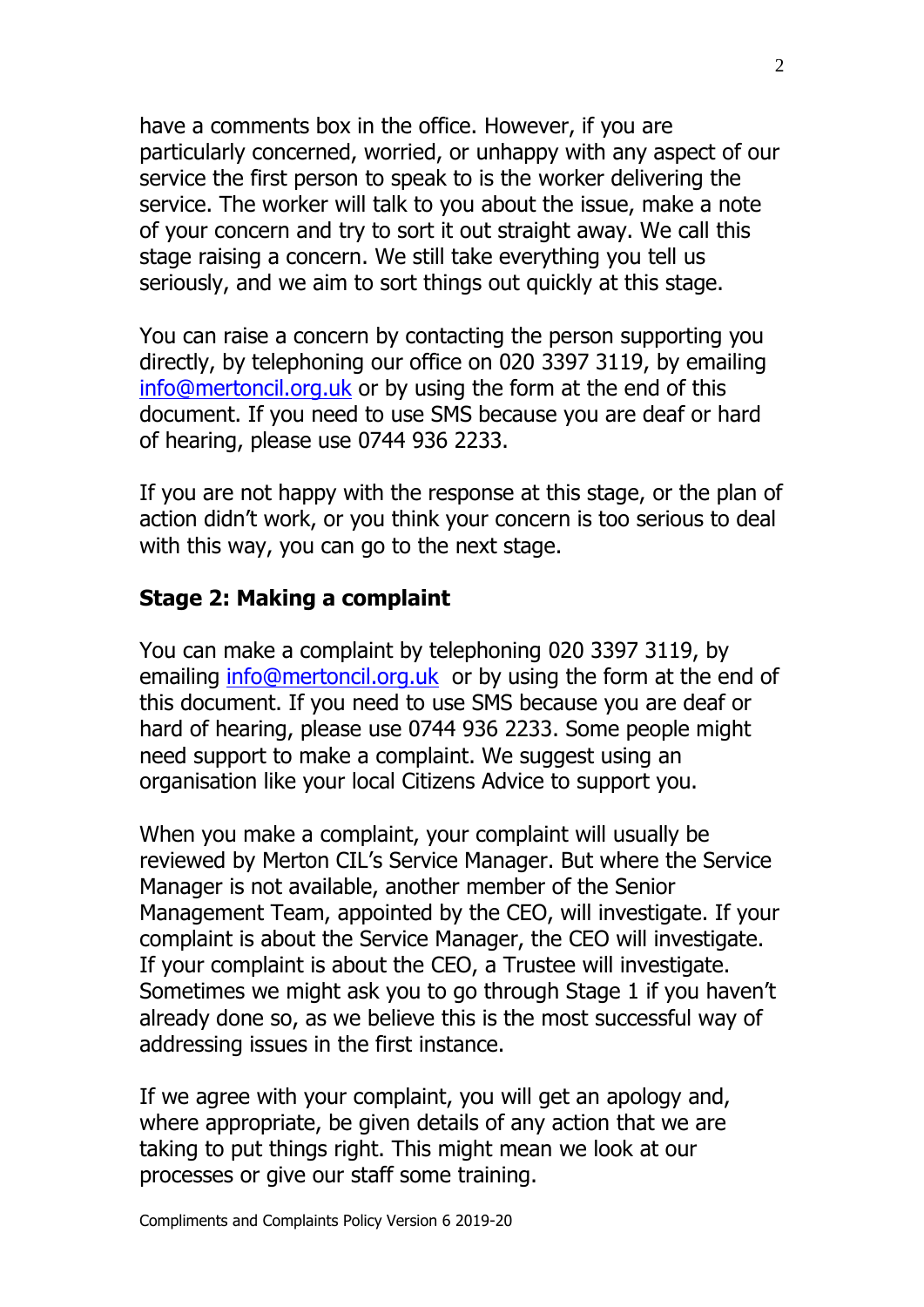have a comments box in the office. However, if you are particularly concerned, worried, or unhappy with any aspect of our service the first person to speak to is the worker delivering the service. The worker will talk to you about the issue, make a note of your concern and try to sort it out straight away. We call this stage raising a concern. We still take everything you tell us seriously, and we aim to sort things out quickly at this stage.

You can raise a concern by contacting the person supporting you directly, by telephoning our office on 020 3397 3119, by emailing info@mertoncil.org.uk or by using the form at the end of this document. If you need to use SMS because you are deaf or hard of hearing, please use 0744 936 2233.

If you are not happy with the response at this stage, or the plan of action didn't work, or you think your concern is too serious to deal with this way, you can go to the next stage.

### Stage 2: Making a complaint

You can make a complaint by telephoning 020 3397 3119, by emailing info@mertoncil.org.uk or by using the form at the end of this document. If you need to use SMS because you are deaf or hard of hearing, please use 0744 936 2233. Some people might need support to make a complaint. We suggest using an organisation like your local Citizens Advice to support you.

When you make a complaint, your complaint will usually be reviewed by Merton CIL's Service Manager. But where the Service Manager is not available, another member of the Senior Management Team, appointed by the CEO, will investigate. If your complaint is about the Service Manager, the CEO will investigate. If your complaint is about the CEO, a Trustee will investigate. Sometimes we might ask you to go through Stage 1 if you haven't already done so, as we believe this is the most successful way of addressing issues in the first instance.

If we agree with your complaint, you will get an apology and, where appropriate, be given details of any action that we are taking to put things right. This might mean we look at our processes or give our staff some training.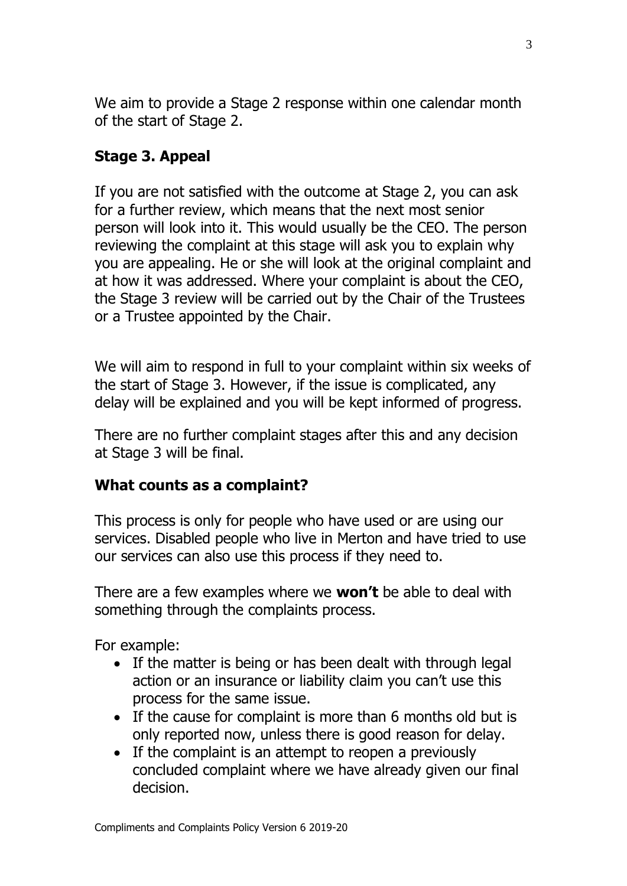We aim to provide a Stage 2 response within one calendar month of the start of Stage 2.

## Stage 3. Appeal

If you are not satisfied with the outcome at Stage 2, you can ask for a further review, which means that the next most senior person will look into it. This would usually be the CEO. The person reviewing the complaint at this stage will ask you to explain why you are appealing. He or she will look at the original complaint and at how it was addressed. Where your complaint is about the CEO, the Stage 3 review will be carried out by the Chair of the Trustees or a Trustee appointed by the Chair.

We will aim to respond in full to your complaint within six weeks of the start of Stage 3. However, if the issue is complicated, any delay will be explained and you will be kept informed of progress.

There are no further complaint stages after this and any decision at Stage 3 will be final.

## What counts as a complaint?

This process is only for people who have used or are using our services. Disabled people who live in Merton and have tried to use our services can also use this process if they need to.

There are a few examples where we **won't** be able to deal with something through the complaints process.

For example:

- If the matter is being or has been dealt with through legal action or an insurance or liability claim you can't use this process for the same issue.
- If the cause for complaint is more than 6 months old but is only reported now, unless there is good reason for delay.
- If the complaint is an attempt to reopen a previously concluded complaint where we have already given our final decision.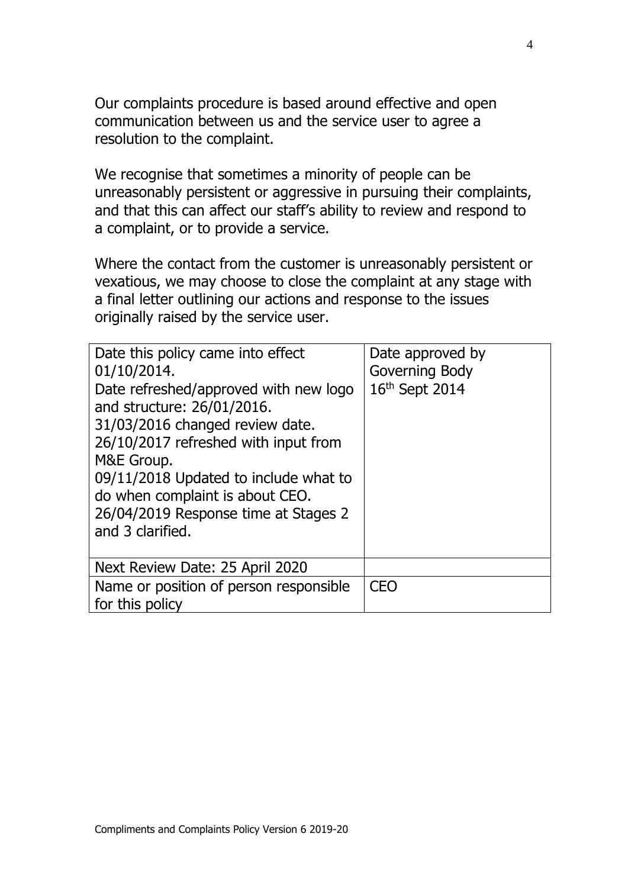Our complaints procedure is based around effective and open communication between us and the service user to agree a resolution to the complaint.

We recognise that sometimes a minority of people can be unreasonably persistent or aggressive in pursuing their complaints, and that this can affect our staff's ability to review and respond to a complaint, or to provide a service.

Where the contact from the customer is unreasonably persistent or vexatious, we may choose to close the complaint at any stage with a final letter outlining our actions and response to the issues originally raised by the service user.

| Date this policy came into effect 01/10/2014.<br>Date refreshed/approved with new logo and structure: 26/01/2016.<br>31/03/2016 changed review date.<br>26/10/2017 refreshed with input from M&E Group.<br>09/11/2018 Updated to include what to do when complaint is about CEO.<br>26/04/2019 Response time at Stages 2 and 3 clarified. | Date approved by Governing Body 16th Sept 2014 |
|---|---|
| Next Review Date: 25 April 2020 | |
| Name or position of person responsible for this policy | CEO |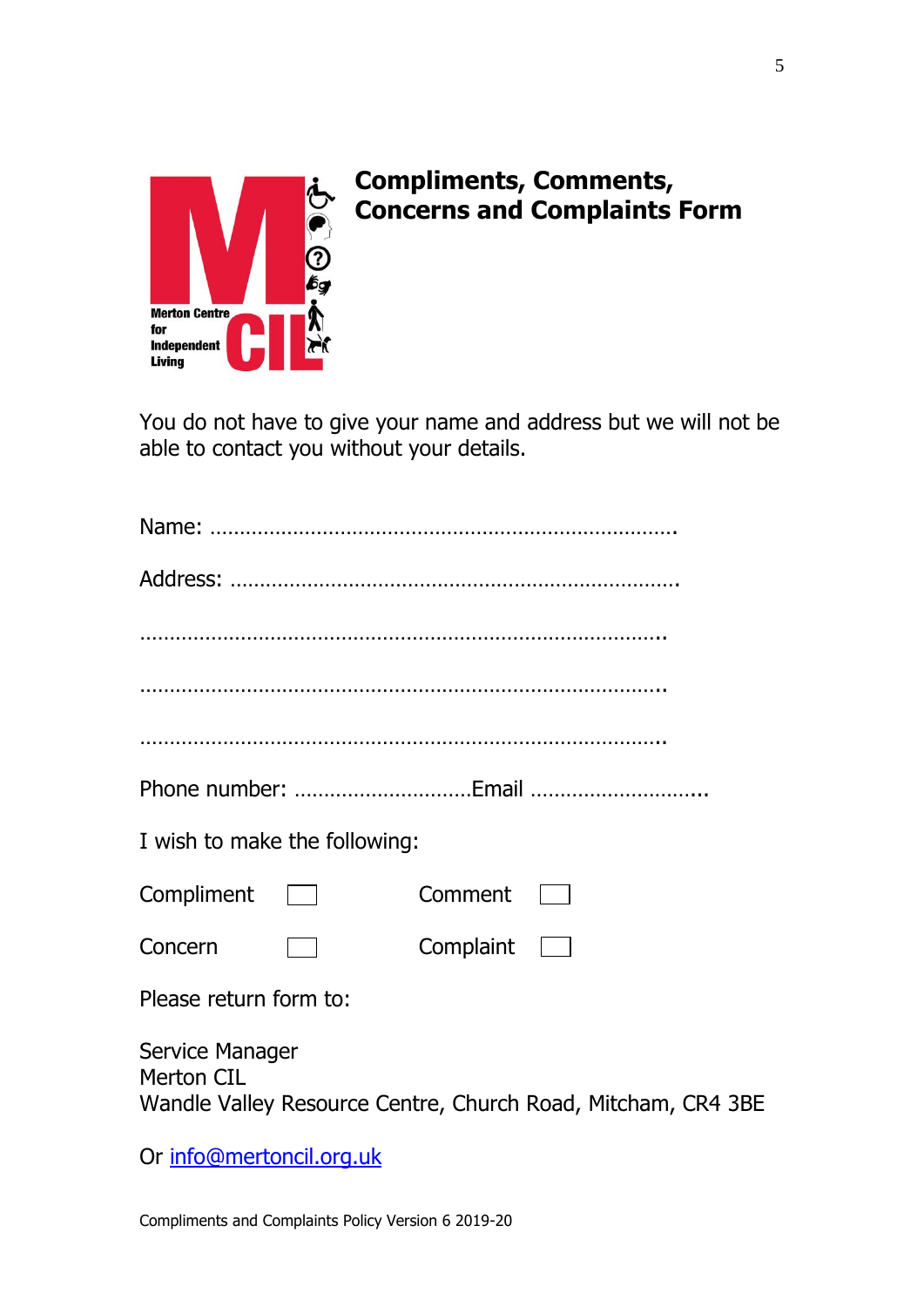# Compliments, Comments, Concerns and Complaints Form

You do not have to give your name and address but we will not be able to contact you without your details.

Name: ………………………………………………………………….

Address: ……………………………………………………………….

……………………………………………………………………………..

……………………………………………………………………………..

……………………………………………………………………………..

Phone number: …………………………Email ………………………...

I wish to make the following:

Compliment ☐ Comment ☐

Concern ☐ Complaint ☐

Please return form to:

Service Manager
Merton CIL
Wandle Valley Resource Centre, Church Road, Mitcham, CR4 3BE

Or [info@mertoncil.org.uk](mailto:info@mertoncil.org.uk)

Compliments and Complaints Policy Version 6 2019-20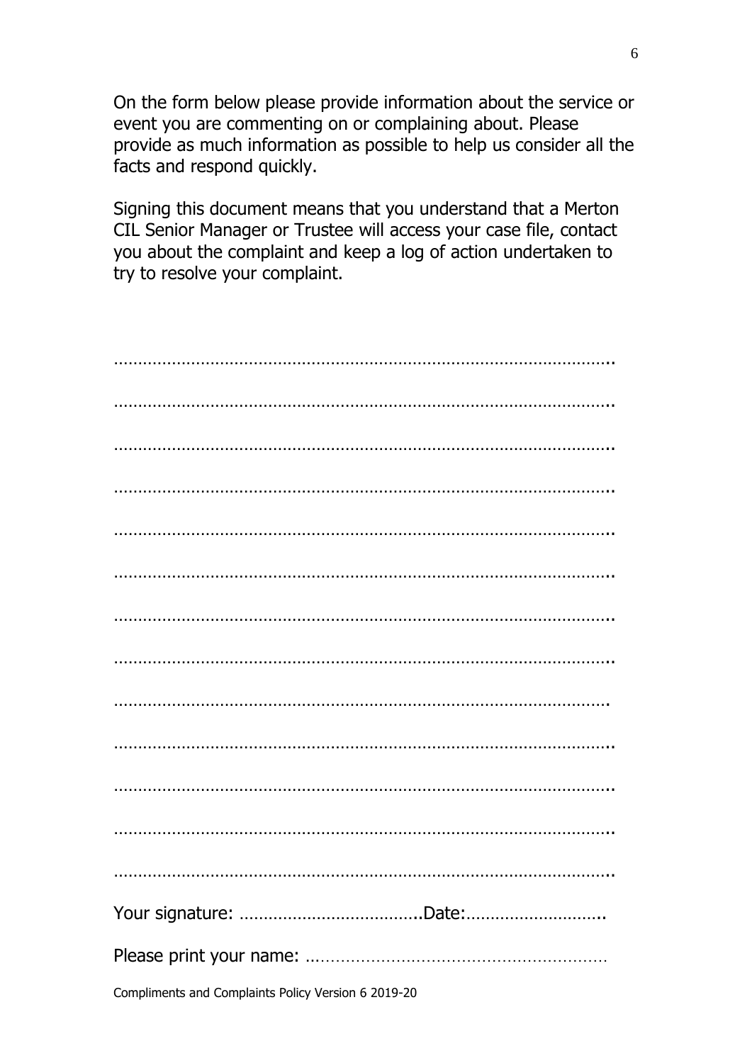On the form below please provide information about the service or event you are commenting on or complaining about. Please provide as much information as possible to help us consider all the facts and respond quickly.

Signing this document means that you understand that a Merton CIL Senior Manager or Trustee will access your case file, contact you about the complaint and keep a log of action undertaken to try to resolve your complaint.

………………………………………………………………………………………..

………………………………………………………………………………………..

………………………………………………………………………………………..

………………………………………………………………………………………..

………………………………………………………………………………………..

………………………………………………………………………………………..

………………………………………………………………………………………..

………………………………………………………………………………………..

……………………………………………………………………………………….

………………………………………………………………………………………..

………………………………………………………………………………………..

………………………………………………………………………………………..

………………………………………………………………………………………..

Your signature: ……………………………….Date:……………………….

Please print your name: ……………………………………………………